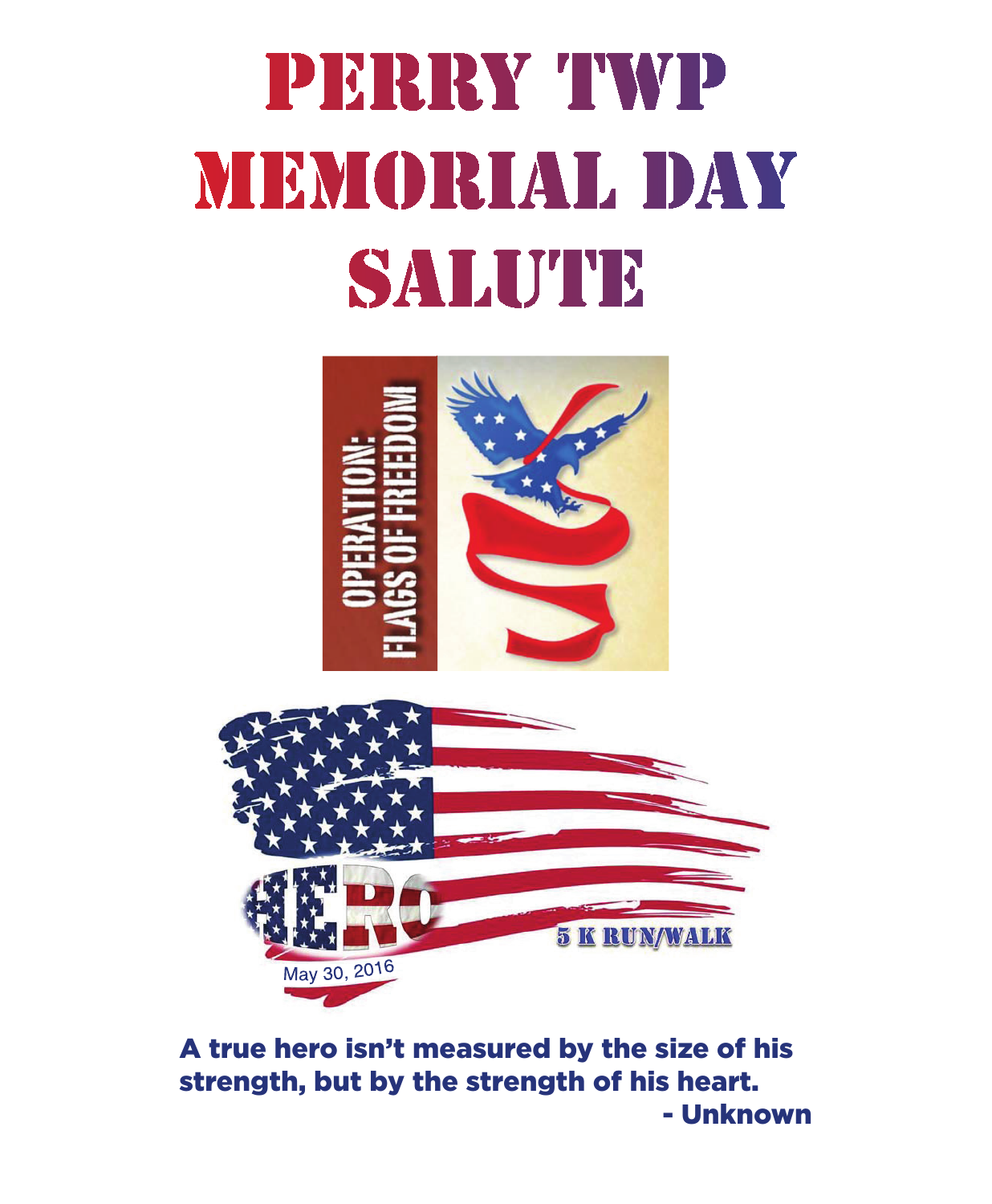# PERRY TWP MEMORIAL DAY SALUTE

OPERATION: FLAGS OF FREEDOM

HERO 5 K RUN/WALK

May 30, 2016

**A true hero isn't measured by the size of his strength, but by the strength of his heart.**

**- Unknown**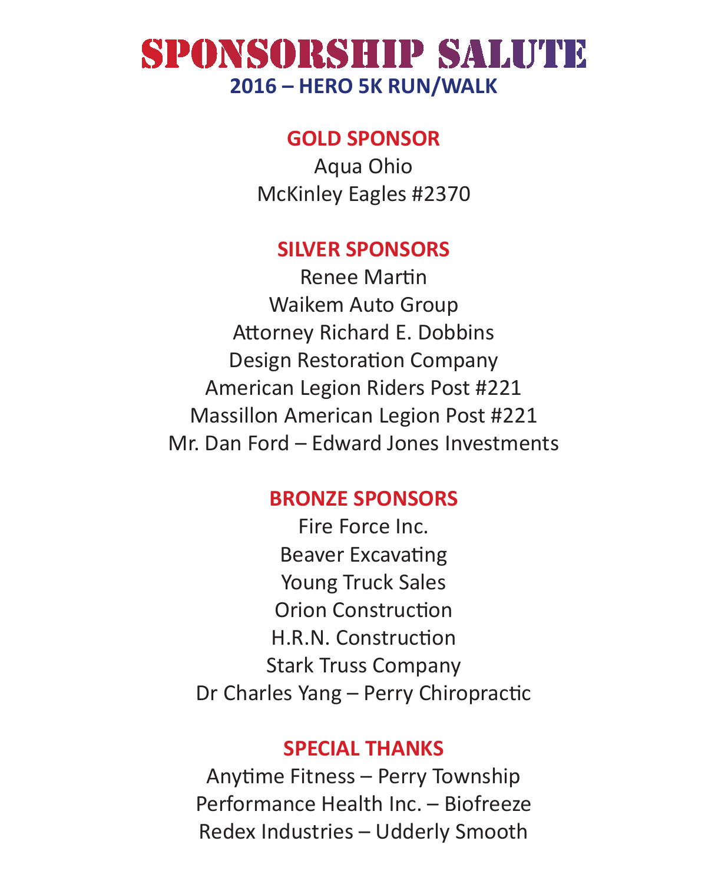# SPONSORSHIP SALUTE

## 2016 – HERO 5K RUN/WALK

### GOLD SPONSOR

Aqua Ohio

McKinley Eagles #2370

### SILVER SPONSORS

Renee Martin

Waikem Auto Group

Attorney Richard E. Dobbins

Design Restoration Company

American Legion Riders Post #221

Massillon American Legion Post #221

Mr. Dan Ford – Edward Jones Investments

### BRONZE SPONSORS

Fire Force Inc.

Beaver Excavating

Young Truck Sales

Orion Construction

H.R.N. Construction

Stark Truss Company

Dr Charles Yang – Perry Chiropractic

### SPECIAL THANKS

Anytime Fitness – Perry Township

Performance Health Inc. – Biofreeze

Redex Industries – Udderly Smooth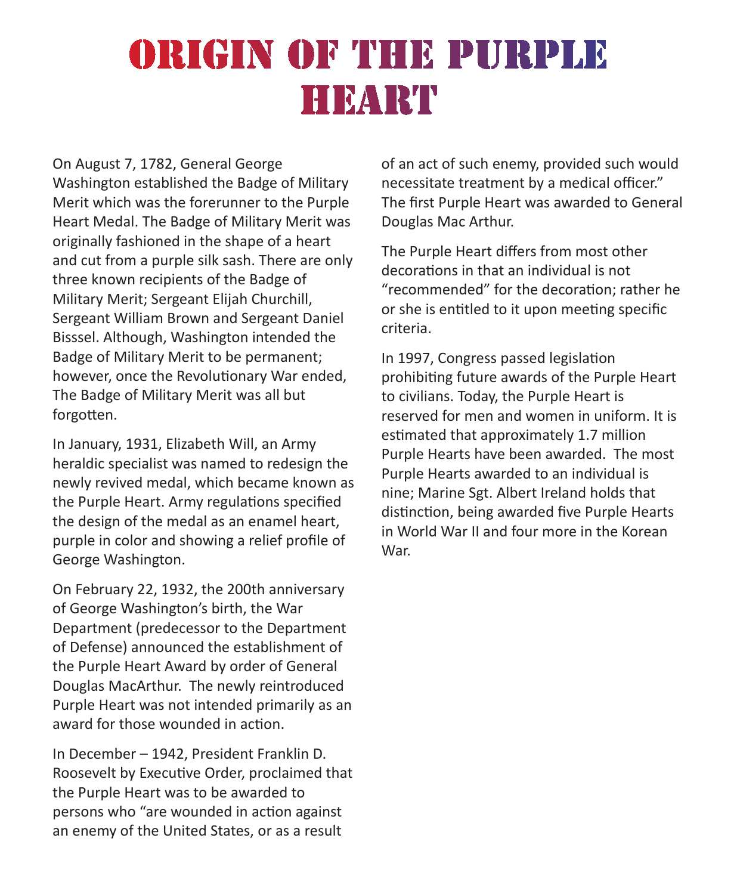# ORIGIN OF THE PURPLE HEART

On August 7, 1782, General George Washington established the Badge of Military Merit which was the forerunner to the Purple Heart Medal. The Badge of Military Merit was originally fashioned in the shape of a heart and cut from a purple silk sash. There are only three known recipients of the Badge of Military Merit; Sergeant Elijah Churchill, Sergeant William Brown and Sergeant Daniel Bisssel. Although, Washington intended the Badge of Military Merit to be permanent; however, once the Revolutionary War ended, The Badge of Military Merit was all but forgotten.

In January, 1931, Elizabeth Will, an Army heraldic specialist was named to redesign the newly revived medal, which became known as the Purple Heart. Army regulations specified the design of the medal as an enamel heart, purple in color and showing a relief profile of George Washington.

On February 22, 1932, the 200th anniversary of George Washington's birth, the War Department (predecessor to the Department of Defense) announced the establishment of the Purple Heart Award by order of General Douglas MacArthur. The newly reintroduced Purple Heart was not intended primarily as an award for those wounded in action.

In December – 1942, President Franklin D. Roosevelt by Executive Order, proclaimed that the Purple Heart was to be awarded to persons who "are wounded in action against an enemy of the United States, or as a result of an act of such enemy, provided such would necessitate treatment by a medical officer." The first Purple Heart was awarded to General Douglas Mac Arthur.

The Purple Heart differs from most other decorations in that an individual is not "recommended" for the decoration; rather he or she is entitled to it upon meeting specific criteria.

In 1997, Congress passed legislation prohibiting future awards of the Purple Heart to civilians. Today, the Purple Heart is reserved for men and women in uniform. It is estimated that approximately 1.7 million Purple Hearts have been awarded. The most Purple Hearts awarded to an individual is nine; Marine Sgt. Albert Ireland holds that distinction, being awarded five Purple Hearts in World War II and four more in the Korean War.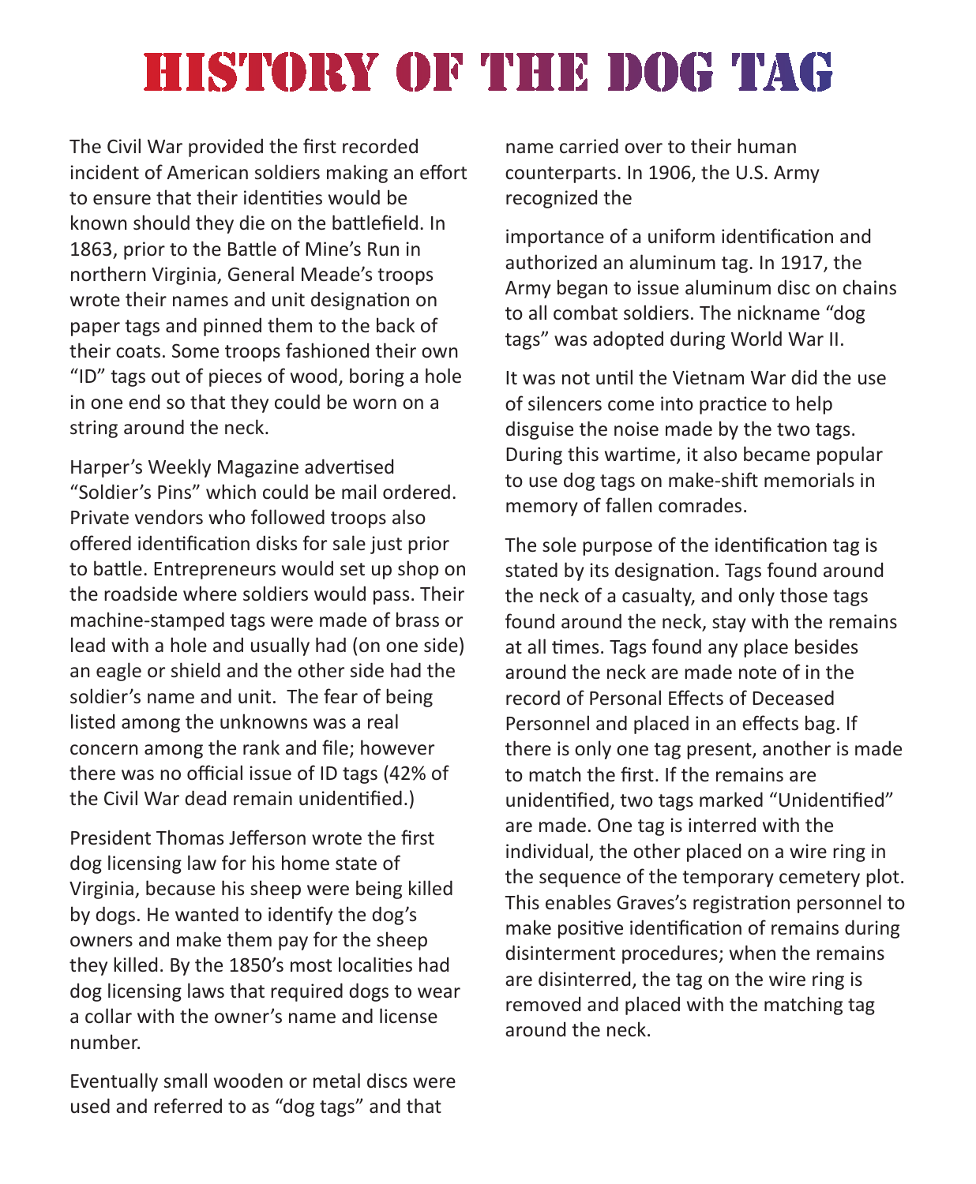# HISTORY OF THE DOG TAG

The Civil War provided the first recorded incident of American soldiers making an effort to ensure that their identities would be known should they die on the battlefield. In 1863, prior to the Battle of Mine's Run in northern Virginia, General Meade's troops wrote their names and unit designation on paper tags and pinned them to the back of their coats. Some troops fashioned their own "ID" tags out of pieces of wood, boring a hole in one end so that they could be worn on a string around the neck.

Harper's Weekly Magazine advertised "Soldier's Pins" which could be mail ordered. Private vendors who followed troops also offered identification disks for sale just prior to battle. Entrepreneurs would set up shop on the roadside where soldiers would pass. Their machine-stamped tags were made of brass or lead with a hole and usually had (on one side) an eagle or shield and the other side had the soldier's name and unit. The fear of being listed among the unknowns was a real concern among the rank and file; however there was no official issue of ID tags (42% of the Civil War dead remain unidentified.)

President Thomas Jefferson wrote the first dog licensing law for his home state of Virginia, because his sheep were being killed by dogs. He wanted to identify the dog's owners and make them pay for the sheep they killed. By the 1850's most localities had dog licensing laws that required dogs to wear a collar with the owner's name and license number.

Eventually small wooden or metal discs were used and referred to as "dog tags" and that name carried over to their human counterparts. In 1906, the U.S. Army recognized the importance of a uniform identification and authorized an aluminum tag. In 1917, the Army began to issue aluminum disc on chains to all combat soldiers. The nickname "dog tags" was adopted during World War II.

It was not until the Vietnam War did the use of silencers come into practice to help disguise the noise made by the two tags. During this wartime, it also became popular to use dog tags on make-shift memorials in memory of fallen comrades.

The sole purpose of the identification tag is stated by its designation. Tags found around the neck of a casualty, and only those tags found around the neck, stay with the remains at all times. Tags found any place besides around the neck are made note of in the record of Personal Effects of Deceased Personnel and placed in an effects bag. If there is only one tag present, another is made to match the first. If the remains are unidentified, two tags marked "Unidentified" are made. One tag is interred with the individual, the other placed on a wire ring in the sequence of the temporary cemetery plot. This enables Graves's registration personnel to make positive identification of remains during disinterment procedures; when the remains are disinterred, the tag on the wire ring is removed and placed with the matching tag around the neck.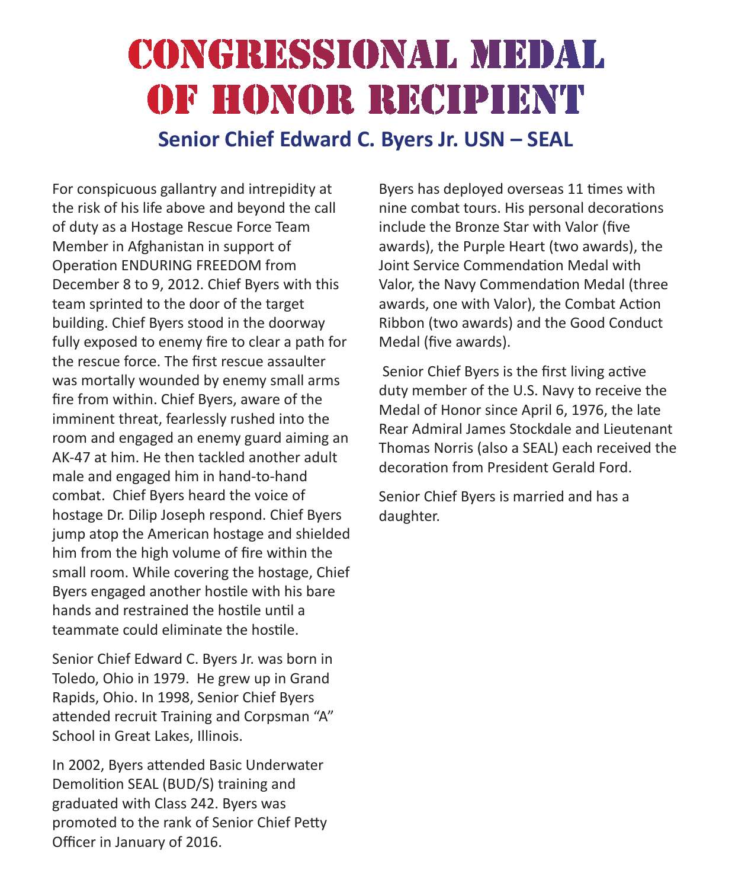# CONGRESSIONAL MEDAL OF HONOR RECIPIENT

## Senior Chief Edward C. Byers Jr. USN – SEAL

For conspicuous gallantry and intrepidity at the risk of his life above and beyond the call of duty as a Hostage Rescue Force Team Member in Afghanistan in support of Operation ENDURING FREEDOM from December 8 to 9, 2012. Chief Byers with this team sprinted to the door of the target building. Chief Byers stood in the doorway fully exposed to enemy fire to clear a path for the rescue force. The first rescue assaulter was mortally wounded by enemy small arms fire from within. Chief Byers, aware of the imminent threat, fearlessly rushed into the room and engaged an enemy guard aiming an AK-47 at him. He then tackled another adult male and engaged him in hand-to-hand combat. Chief Byers heard the voice of hostage Dr. Dilip Joseph respond. Chief Byers jump atop the American hostage and shielded him from the high volume of fire within the small room. While covering the hostage, Chief Byers engaged another hostile with his bare hands and restrained the hostile until a teammate could eliminate the hostile.

Senior Chief Edward C. Byers Jr. was born in Toledo, Ohio in 1979. He grew up in Grand Rapids, Ohio. In 1998, Senior Chief Byers attended recruit Training and Corpsman "A" School in Great Lakes, Illinois.

In 2002, Byers attended Basic Underwater Demolition SEAL (BUD/S) training and graduated with Class 242. Byers was promoted to the rank of Senior Chief Petty Officer in January of 2016.

Byers has deployed overseas 11 times with nine combat tours. His personal decorations include the Bronze Star with Valor (five awards), the Purple Heart (two awards), the Joint Service Commendation Medal with Valor, the Navy Commendation Medal (three awards, one with Valor), the Combat Action Ribbon (two awards) and the Good Conduct Medal (five awards).

Senior Chief Byers is the first living active duty member of the U.S. Navy to receive the Medal of Honor since April 6, 1976, the late Rear Admiral James Stockdale and Lieutenant Thomas Norris (also a SEAL) each received the decoration from President Gerald Ford.

Senior Chief Byers is married and has a daughter.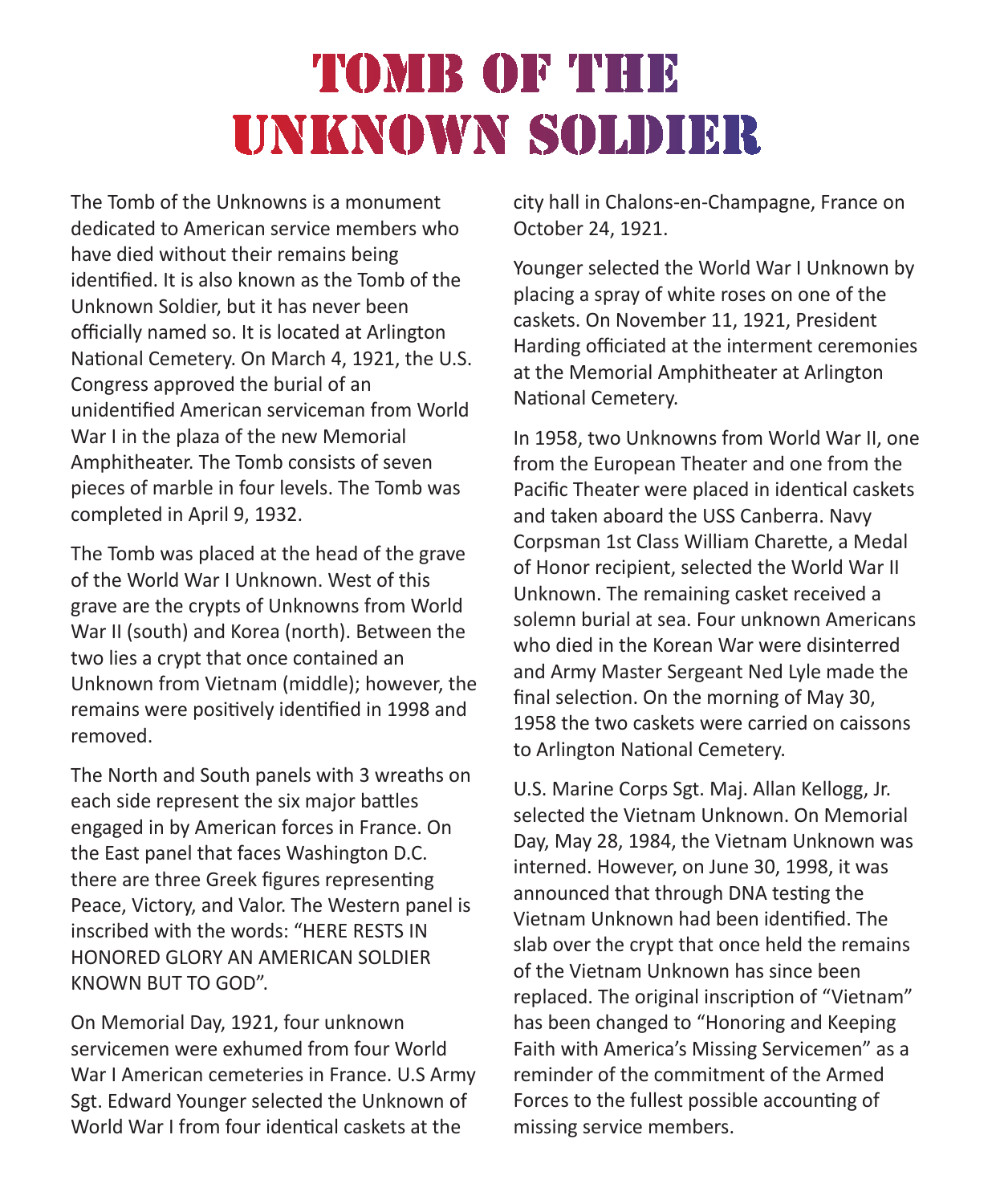# TOMB OF THE UNKNOWN SOLDIER

The Tomb of the Unknowns is a monument dedicated to American service members who have died without their remains being identified. It is also known as the Tomb of the Unknown Soldier, but it has never been officially named so. It is located at Arlington National Cemetery. On March 4, 1921, the U.S. Congress approved the burial of an unidentified American serviceman from World War I in the plaza of the new Memorial Amphitheater. The Tomb consists of seven pieces of marble in four levels. The Tomb was completed in April 9, 1932.

The Tomb was placed at the head of the grave of the World War I Unknown. West of this grave are the crypts of Unknowns from World War II (south) and Korea (north). Between the two lies a crypt that once contained an Unknown from Vietnam (middle); however, the remains were positively identified in 1998 and removed.

The North and South panels with 3 wreaths on each side represent the six major battles engaged in by American forces in France. On the East panel that faces Washington D.C. there are three Greek figures representing Peace, Victory, and Valor. The Western panel is inscribed with the words: “HERE RESTS IN HONORED GLORY AN AMERICAN SOLDIER KNOWN BUT TO GOD”.

On Memorial Day, 1921, four unknown servicemen were exhumed from four World War I American cemeteries in France. U.S Army Sgt. Edward Younger selected the Unknown of World War I from four identical caskets at the city hall in Chalons-en-Champagne, France on October 24, 1921.

Younger selected the World War I Unknown by placing a spray of white roses on one of the caskets. On November 11, 1921, President Harding officiated at the interment ceremonies at the Memorial Amphitheater at Arlington National Cemetery.

In 1958, two Unknowns from World War II, one from the European Theater and one from the Pacific Theater were placed in identical caskets and taken aboard the USS Canberra. Navy Corpsman 1st Class William Charette, a Medal of Honor recipient, selected the World War II Unknown. The remaining casket received a solemn burial at sea. Four unknown Americans who died in the Korean War were disinterred and Army Master Sergeant Ned Lyle made the final selection. On the morning of May 30, 1958 the two caskets were carried on caissons to Arlington National Cemetery.

U.S. Marine Corps Sgt. Maj. Allan Kellogg, Jr. selected the Vietnam Unknown. On Memorial Day, May 28, 1984, the Vietnam Unknown was interned. However, on June 30, 1998, it was announced that through DNA testing the Vietnam Unknown had been identified. The slab over the crypt that once held the remains of the Vietnam Unknown has since been replaced. The original inscription of “Vietnam” has been changed to “Honoring and Keeping Faith with America’s Missing Servicemen” as a reminder of the commitment of the Armed Forces to the fullest possible accounting of missing service members.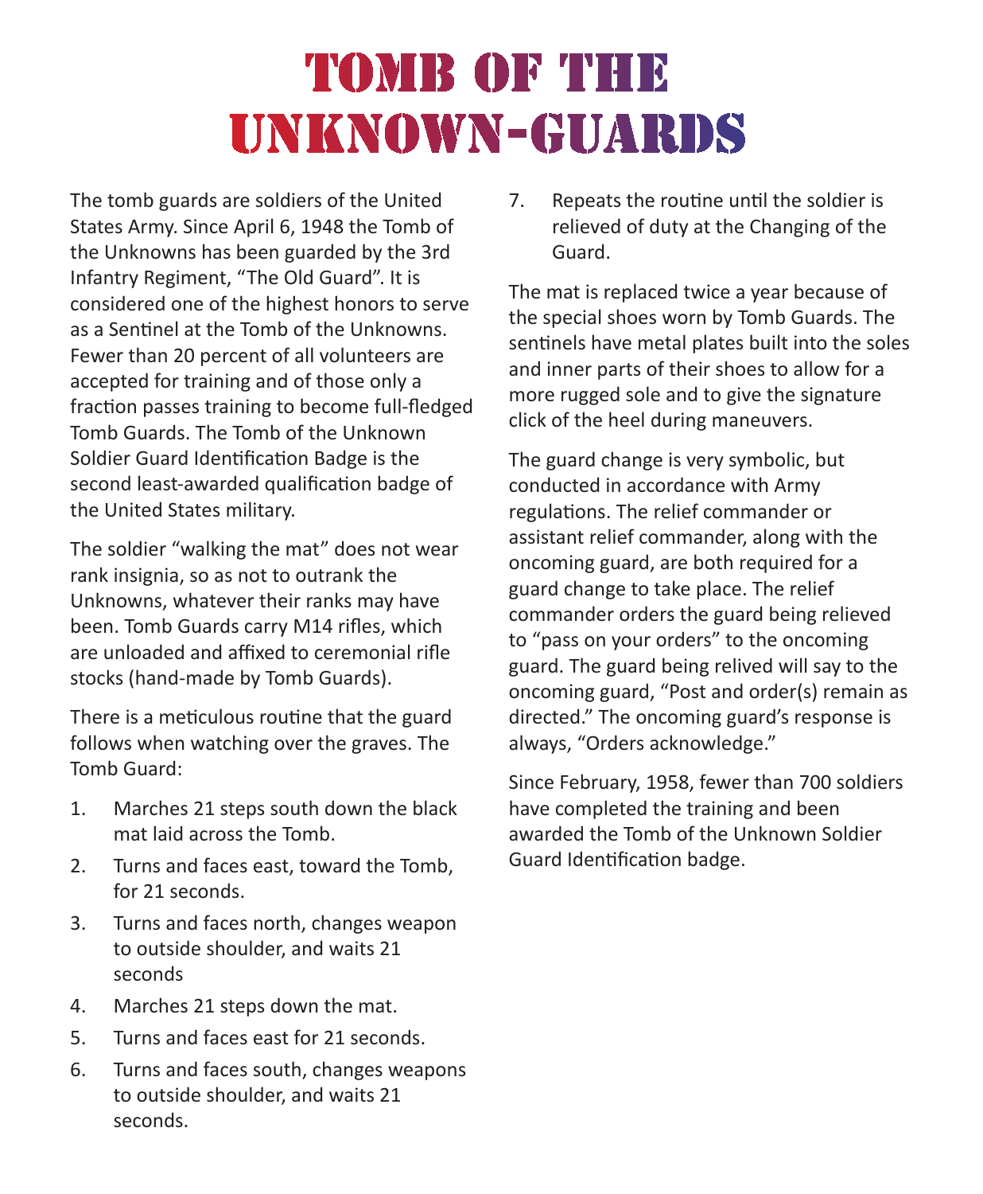# Tomb of the Unknown-Guards

The tomb guards are soldiers of the United States Army. Since April 6, 1948 the Tomb of the Unknowns has been guarded by the 3rd Infantry Regiment, "The Old Guard". It is considered one of the highest honors to serve as a Sentinel at the Tomb of the Unknowns. Fewer than 20 percent of all volunteers are accepted for training and of those only a fraction passes training to become full-fledged Tomb Guards. The Tomb of the Unknown Soldier Guard Identification Badge is the second least-awarded qualification badge of the United States military.

The soldier "walking the mat" does not wear rank insignia, so as not to outrank the Unknowns, whatever their ranks may have been. Tomb Guards carry M14 rifles, which are unloaded and affixed to ceremonial rifle stocks (hand-made by Tomb Guards).

There is a meticulous routine that the guard follows when watching over the graves. The Tomb Guard:

1. Marches 21 steps south down the black mat laid across the Tomb.
2. Turns and faces east, toward the Tomb, for 21 seconds.
3. Turns and faces north, changes weapon to outside shoulder, and waits 21 seconds
4. Marches 21 steps down the mat.
5. Turns and faces east for 21 seconds.
6. Turns and faces south, changes weapons to outside shoulder, and waits 21 seconds.
7. Repeats the routine until the soldier is relieved of duty at the Changing of the Guard.

The mat is replaced twice a year because of the special shoes worn by Tomb Guards. The sentinels have metal plates built into the soles and inner parts of their shoes to allow for a more rugged sole and to give the signature click of the heel during maneuvers.

The guard change is very symbolic, but conducted in accordance with Army regulations. The relief commander or assistant relief commander, along with the oncoming guard, are both required for a guard change to take place. The relief commander orders the guard being relieved to "pass on your orders" to the oncoming guard. The guard being relived will say to the oncoming guard, "Post and order(s) remain as directed." The oncoming guard's response is always, "Orders acknowledge."

Since February, 1958, fewer than 700 soldiers have completed the training and been awarded the Tomb of the Unknown Soldier Guard Identification badge.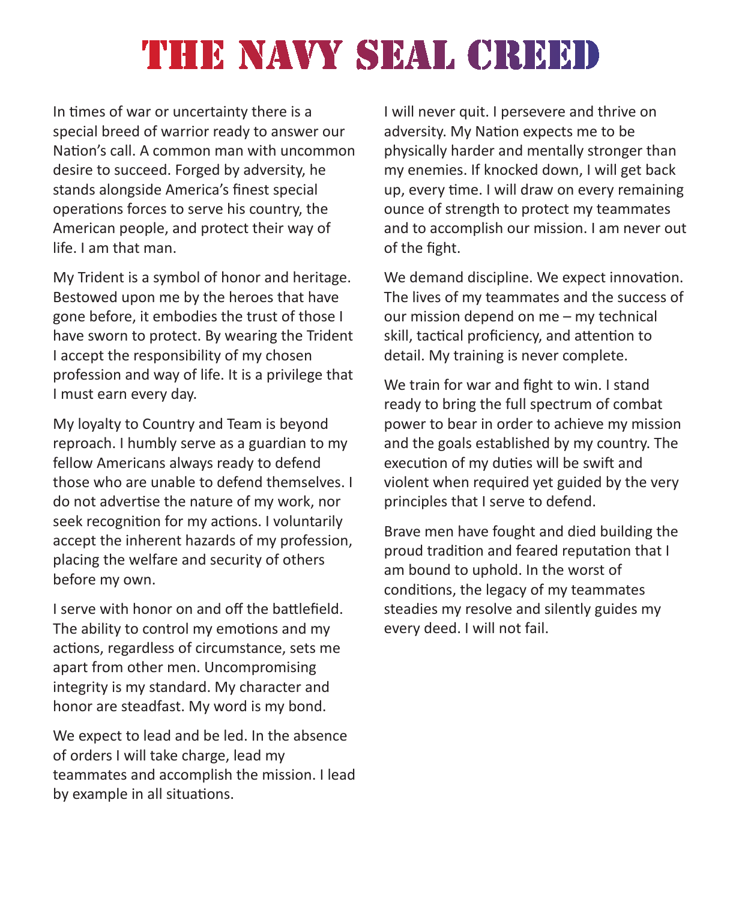# THE NAVY SEAL CREED

In times of war or uncertainty there is a special breed of warrior ready to answer our Nation's call. A common man with uncommon desire to succeed. Forged by adversity, he stands alongside America's finest special operations forces to serve his country, the American people, and protect their way of life. I am that man.

My Trident is a symbol of honor and heritage. Bestowed upon me by the heroes that have gone before, it embodies the trust of those I have sworn to protect. By wearing the Trident I accept the responsibility of my chosen profession and way of life. It is a privilege that I must earn every day.

My loyalty to Country and Team is beyond reproach. I humbly serve as a guardian to my fellow Americans always ready to defend those who are unable to defend themselves. I do not advertise the nature of my work, nor seek recognition for my actions. I voluntarily accept the inherent hazards of my profession, placing the welfare and security of others before my own.

I serve with honor on and off the battlefield. The ability to control my emotions and my actions, regardless of circumstance, sets me apart from other men. Uncompromising integrity is my standard. My character and honor are steadfast. My word is my bond.

We expect to lead and be led. In the absence of orders I will take charge, lead my teammates and accomplish the mission. I lead by example in all situations.

I will never quit. I persevere and thrive on adversity. My Nation expects me to be physically harder and mentally stronger than my enemies. If knocked down, I will get back up, every time. I will draw on every remaining ounce of strength to protect my teammates and to accomplish our mission. I am never out of the fight.

We demand discipline. We expect innovation. The lives of my teammates and the success of our mission depend on me – my technical skill, tactical proficiency, and attention to detail. My training is never complete.

We train for war and fight to win. I stand ready to bring the full spectrum of combat power to bear in order to achieve my mission and the goals established by my country. The execution of my duties will be swift and violent when required yet guided by the very principles that I serve to defend.

Brave men have fought and died building the proud tradition and feared reputation that I am bound to uphold. In the worst of conditions, the legacy of my teammates steadies my resolve and silently guides my every deed. I will not fail.